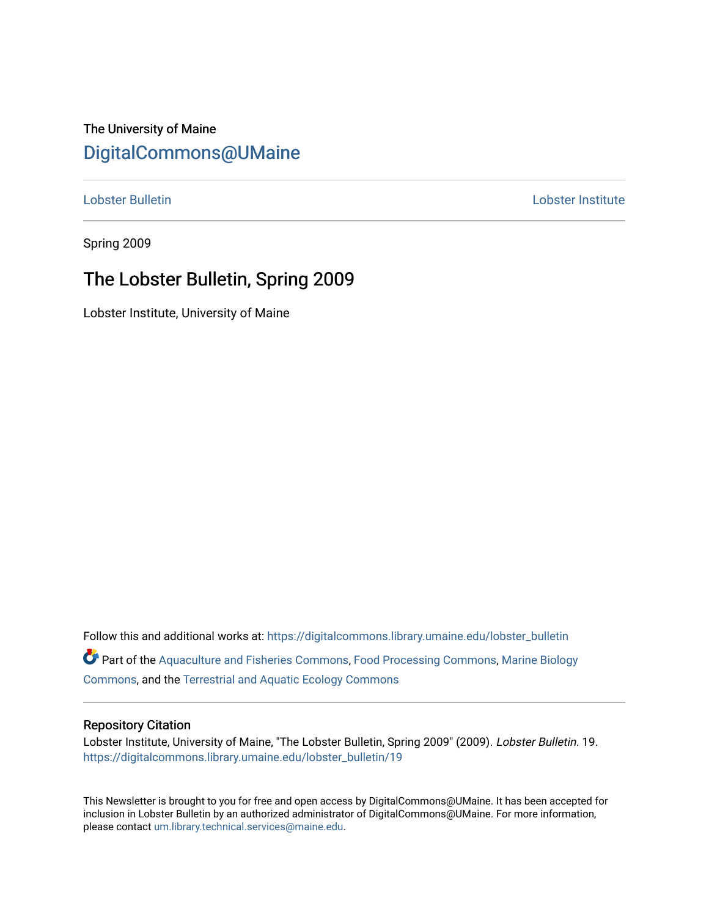The University of Maine

# DigitalCommons@UMaine

Lobster Bulletin | Lobster Institute

Spring 2009

## The Lobster Bulletin, Spring 2009

Lobster Institute, University of Maine

Follow this and additional works at: https://digitalcommons.library.umaine.edu/lobster_bulletin

Part of the Aquaculture and Fisheries Commons, Food Processing Commons, Marine Biology Commons, and the Terrestrial and Aquatic Ecology Commons

### Repository Citation

Lobster Institute, University of Maine, "The Lobster Bulletin, Spring 2009" (2009). *Lobster Bulletin*. 19.
https://digitalcommons.library.umaine.edu/lobster_bulletin/19

This Newsletter is brought to you for free and open access by DigitalCommons@UMaine. It has been accepted for inclusion in Lobster Bulletin by an authorized administrator of DigitalCommons@UMaine. For more information, please contact um.library.technical.services@maine.edu.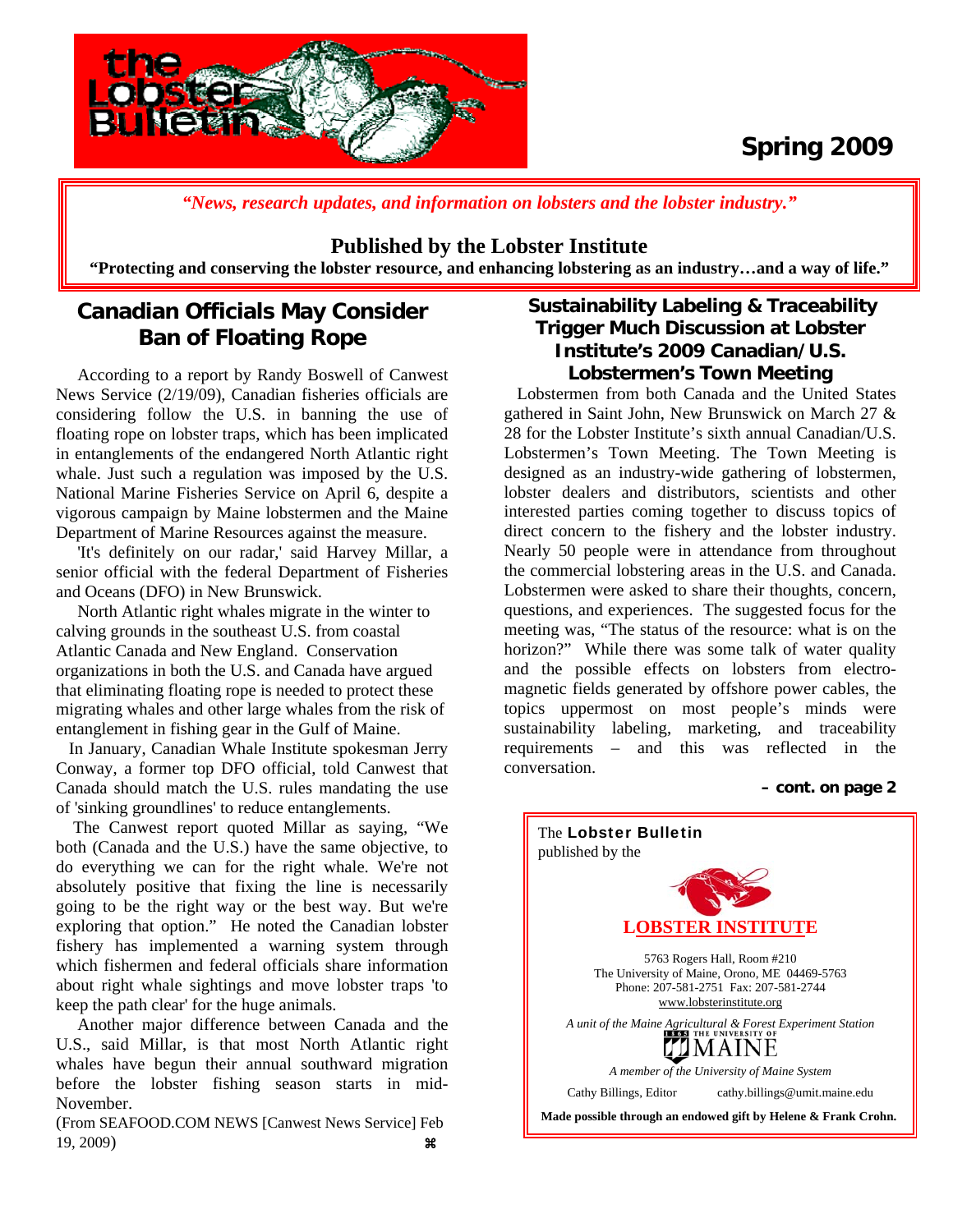# the Lobster Bulletin

**Spring 2009**

*"News, research updates, and information on lobsters and the lobster industry."*

**Published by the Lobster Institute**

**"Protecting and conserving the lobster resource, and enhancing lobstering as an industry…and a way of life."**

## Canadian Officials May Consider Ban of Floating Rope

According to a report by Randy Boswell of Canwest News Service (2/19/09), Canadian fisheries officials are considering follow the U.S. in banning the use of floating rope on lobster traps, which has been implicated in entanglements of the endangered North Atlantic right whale. Just such a regulation was imposed by the U.S. National Marine Fisheries Service on April 6, despite a vigorous campaign by Maine lobstermen and the Maine Department of Marine Resources against the measure.

'It's definitely on our radar,' said Harvey Millar, a senior official with the federal Department of Fisheries and Oceans (DFO) in New Brunswick.

North Atlantic right whales migrate in the winter to calving grounds in the southeast U.S. from coastal Atlantic Canada and New England. Conservation organizations in both the U.S. and Canada have argued that eliminating floating rope is needed to protect these migrating whales and other large whales from the risk of entanglement in fishing gear in the Gulf of Maine.

In January, Canadian Whale Institute spokesman Jerry Conway, a former top DFO official, told Canwest that Canada should match the U.S. rules mandating the use of 'sinking groundlines' to reduce entanglements.

The Canwest report quoted Millar as saying, "We both (Canada and the U.S.) have the same objective, to do everything we can for the right whale. We're not absolutely positive that fixing the line is necessarily going to be the right way or the best way. But we're exploring that option." He noted the Canadian lobster fishery has implemented a warning system through which fishermen and federal officials share information about right whale sightings and move lobster traps 'to keep the path clear' for the huge animals.

Another major difference between Canada and the U.S., said Millar, is that most North Atlantic right whales have begun their annual southward migration before the lobster fishing season starts in mid-November.

(From SEAFOOD.COM NEWS [Canwest News Service] Feb 19, 2009) ⌘

## Sustainability Labeling & Traceability Trigger Much Discussion at Lobster Institute's 2009 Canadian/U.S. Lobstermen's Town Meeting

Lobstermen from both Canada and the United States gathered in Saint John, New Brunswick on March 27 & 28 for the Lobster Institute's sixth annual Canadian/U.S. Lobstermen's Town Meeting. The Town Meeting is designed as an industry-wide gathering of lobstermen, lobster dealers and distributors, scientists and other interested parties coming together to discuss topics of direct concern to the fishery and the lobster industry. Nearly 50 people were in attendance from throughout the commercial lobstering areas in the U.S. and Canada. Lobstermen were asked to share their thoughts, concern, questions, and experiences. The suggested focus for the meeting was, "The status of the resource: what is on the horizon?" While there was some talk of water quality and the possible effects on lobsters from electro-magnetic fields generated by offshore power cables, the topics uppermost on most people's minds were sustainability labeling, marketing, and traceability requirements – and this was reflected in the conversation.

**– cont. on page 2**

The **Lobster Bulletin** published by the

**LOBSTER INSTITUTE**

5763 Rogers Hall, Room #210
The University of Maine, Orono, ME 04469-5763
Phone: 207-581-2751 Fax: 207-581-2744
www.lobsterinstitute.org

*A unit of the Maine Agricultural & Forest Experiment Station*

THE UNIVERSITY OF MAINE

*A member of the University of Maine System*

Cathy Billings, Editor cathy.billings@umit.maine.edu

**Made possible through an endowed gift by Helene & Frank Crohn.**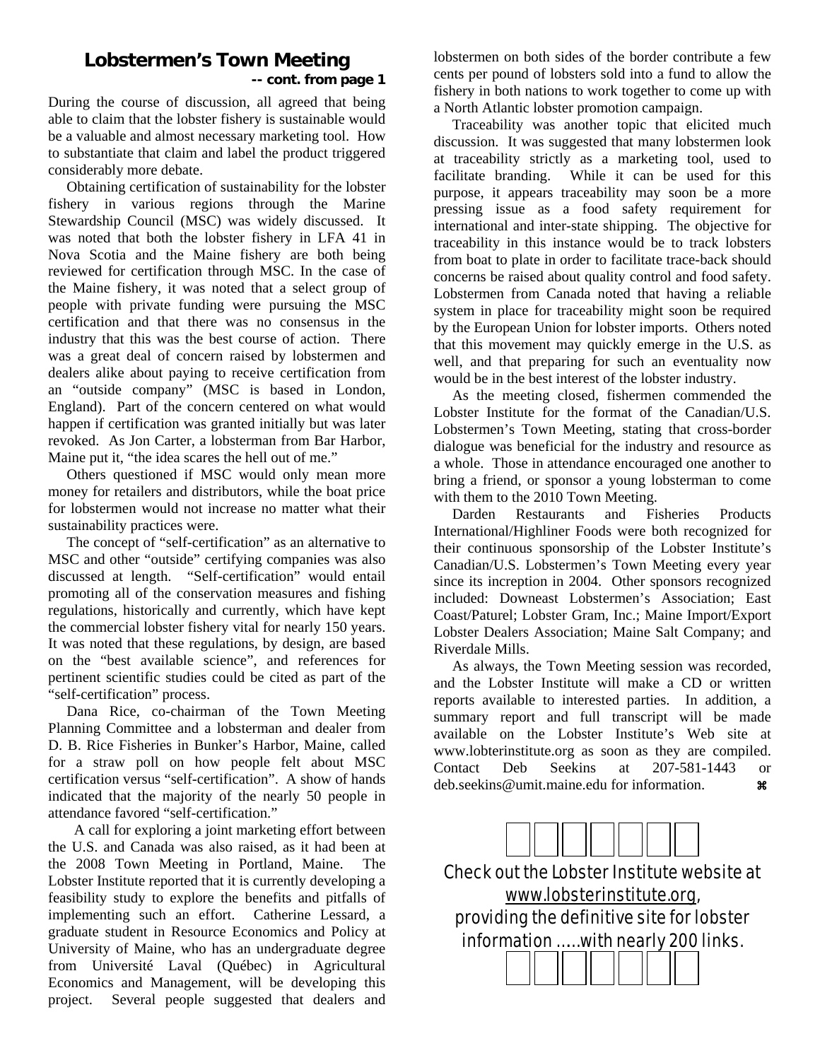## Lobstermen's Town Meeting

**-- cont. from page 1**

During the course of discussion, all agreed that being able to claim that the lobster fishery is sustainable would be a valuable and almost necessary marketing tool. How to substantiate that claim and label the product triggered considerably more debate.

Obtaining certification of sustainability for the lobster fishery in various regions through the Marine Stewardship Council (MSC) was widely discussed. It was noted that both the lobster fishery in LFA 41 in Nova Scotia and the Maine fishery are both being reviewed for certification through MSC. In the case of the Maine fishery, it was noted that a select group of people with private funding were pursuing the MSC certification and that there was no consensus in the industry that this was the best course of action. There was a great deal of concern raised by lobstermen and dealers alike about paying to receive certification from an "outside company" (MSC is based in London, England). Part of the concern centered on what would happen if certification was granted initially but was later revoked. As Jon Carter, a lobsterman from Bar Harbor, Maine put it, "the idea scares the hell out of me."

Others questioned if MSC would only mean more money for retailers and distributors, while the boat price for lobstermen would not increase no matter what their sustainability practices were.

The concept of "self-certification" as an alternative to MSC and other "outside" certifying companies was also discussed at length. "Self-certification" would entail promoting all of the conservation measures and fishing regulations, historically and currently, which have kept the commercial lobster fishery vital for nearly 150 years. It was noted that these regulations, by design, are based on the "best available science", and references for pertinent scientific studies could be cited as part of the "self-certification" process.

Dana Rice, co-chairman of the Town Meeting Planning Committee and a lobsterman and dealer from D. B. Rice Fisheries in Bunker's Harbor, Maine, called for a straw poll on how people felt about MSC certification versus "self-certification". A show of hands indicated that the majority of the nearly 50 people in attendance favored "self-certification."

A call for exploring a joint marketing effort between the U.S. and Canada was also raised, as it had been at the 2008 Town Meeting in Portland, Maine. The Lobster Institute reported that it is currently developing a feasibility study to explore the benefits and pitfalls of implementing such an effort. Catherine Lessard, a graduate student in Resource Economics and Policy at University of Maine, who has an undergraduate degree from Université Laval (Québec) in Agricultural Economics and Management, will be developing this project. Several people suggested that dealers and lobstermen on both sides of the border contribute a few cents per pound of lobsters sold into a fund to allow the fishery in both nations to work together to come up with a North Atlantic lobster promotion campaign.

Traceability was another topic that elicited much discussion. It was suggested that many lobstermen look at traceability strictly as a marketing tool, used to facilitate branding. While it can be used for this purpose, it appears traceability may soon be a more pressing issue as a food safety requirement for international and inter-state shipping. The objective for traceability in this instance would be to track lobsters from boat to plate in order to facilitate trace-back should concerns be raised about quality control and food safety. Lobstermen from Canada noted that having a reliable system in place for traceability might soon be required by the European Union for lobster imports. Others noted that this movement may quickly emerge in the U.S. as well, and that preparing for such an eventuality now would be in the best interest of the lobster industry.

As the meeting closed, fishermen commended the Lobster Institute for the format of the Canadian/U.S. Lobstermen's Town Meeting, stating that cross-border dialogue was beneficial for the industry and resource as a whole. Those in attendance encouraged one another to bring a friend, or sponsor a young lobsterman to come with them to the 2010 Town Meeting.

Darden Restaurants and Fisheries Products International/Highliner Foods were both recognized for their continuous sponsorship of the Lobster Institute's Canadian/U.S. Lobstermen's Town Meeting every year since its increption in 2004. Other sponsors recognized included: Downeast Lobstermen's Association; East Coast/Paturel; Lobster Gram, Inc.; Maine Import/Export Lobster Dealers Association; Maine Salt Company; and Riverdale Mills.

As always, the Town Meeting session was recorded, and the Lobster Institute will make a CD or written reports available to interested parties. In addition, a summary report and full transcript will be made available on the Lobster Institute's Web site at www.lobterinstitute.org as soon as they are compiled. Contact Deb Seekins at 207-581-1443 or deb.seekins@umit.maine.edu for information. ⌘

Check out the Lobster Institute website at www.lobsterinstitute.org, providing the definitive site for lobster information .....with nearly 200 links.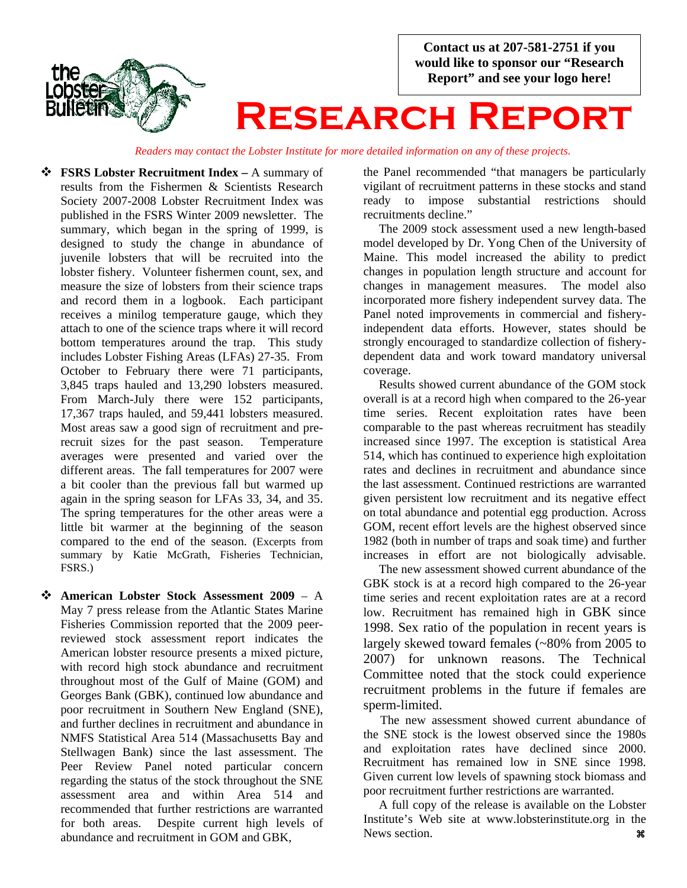**Contact us at 207-581-2751 if you would like to sponsor our "Research Report" and see your logo here!**

# Research Report

*Readers may contact the Lobster Institute for more detailed information on any of these projects.*

- **FSRS Lobster Recruitment Index –** A summary of results from the Fishermen & Scientists Research Society 2007-2008 Lobster Recruitment Index was published in the FSRS Winter 2009 newsletter. The summary, which began in the spring of 1999, is designed to study the change in abundance of juvenile lobsters that will be recruited into the lobster fishery. Volunteer fishermen count, sex, and measure the size of lobsters from their science traps and record them in a logbook. Each participant receives a minilog temperature gauge, which they attach to one of the science traps where it will record bottom temperatures around the trap. This study includes Lobster Fishing Areas (LFAs) 27-35. From October to February there were 71 participants, 3,845 traps hauled and 13,290 lobsters measured. From March-July there were 152 participants, 17,367 traps hauled, and 59,441 lobsters measured. Most areas saw a good sign of recruitment and pre-recruit sizes for the past season. Temperature averages were presented and varied over the different areas. The fall temperatures for 2007 were a bit cooler than the previous fall but warmed up again in the spring season for LFAs 33, 34, and 35. The spring temperatures for the other areas were a little bit warmer at the beginning of the season compared to the end of the season. (Excerpts from summary by Katie McGrath, Fisheries Technician, FSRS.)

- **American Lobster Stock Assessment 2009** – A May 7 press release from the Atlantic States Marine Fisheries Commission reported that the 2009 peer-reviewed stock assessment report indicates the American lobster resource presents a mixed picture, with record high stock abundance and recruitment throughout most of the Gulf of Maine (GOM) and Georges Bank (GBK), continued low abundance and poor recruitment in Southern New England (SNE), and further declines in recruitment and abundance in NMFS Statistical Area 514 (Massachusetts Bay and Stellwagen Bank) since the last assessment. The Peer Review Panel noted particular concern regarding the status of the stock throughout the SNE assessment area and within Area 514 and recommended that further restrictions are warranted for both areas. Despite current high levels of abundance and recruitment in GOM and GBK, the Panel recommended "that managers be particularly vigilant of recruitment patterns in these stocks and stand ready to impose substantial restrictions should recruitments decline."

  The 2009 stock assessment used a new length-based model developed by Dr. Yong Chen of the University of Maine. This model increased the ability to predict changes in population length structure and account for changes in management measures. The model also incorporated more fishery independent survey data. The Panel noted improvements in commercial and fishery-independent data efforts. However, states should be strongly encouraged to standardize collection of fishery-dependent data and work toward mandatory universal coverage.

  Results showed current abundance of the GOM stock overall is at a record high when compared to the 26-year time series. Recent exploitation rates have been comparable to the past whereas recruitment has steadily increased since 1997. The exception is statistical Area 514, which has continued to experience high exploitation rates and declines in recruitment and abundance since the last assessment. Continued restrictions are warranted given persistent low recruitment and its negative effect on total abundance and potential egg production. Across GOM, recent effort levels are the highest observed since 1982 (both in number of traps and soak time) and further increases in effort are not biologically advisable.

  The new assessment showed current abundance of the GBK stock is at a record high compared to the 26-year time series and recent exploitation rates are at a record low. Recruitment has remained high in GBK since 1998. Sex ratio of the population in recent years is largely skewed toward females (~80% from 2005 to 2007) for unknown reasons. The Technical Committee noted that the stock could experience recruitment problems in the future if females are sperm-limited.

  The new assessment showed current abundance of the SNE stock is the lowest observed since the 1980s and exploitation rates have declined since 2000. Recruitment has remained low in SNE since 1998. Given current low levels of spawning stock biomass and poor recruitment further restrictions are warranted.

  A full copy of the release is available on the Lobster Institute's Web site at www.lobsterinstitute.org in the News section. ⌘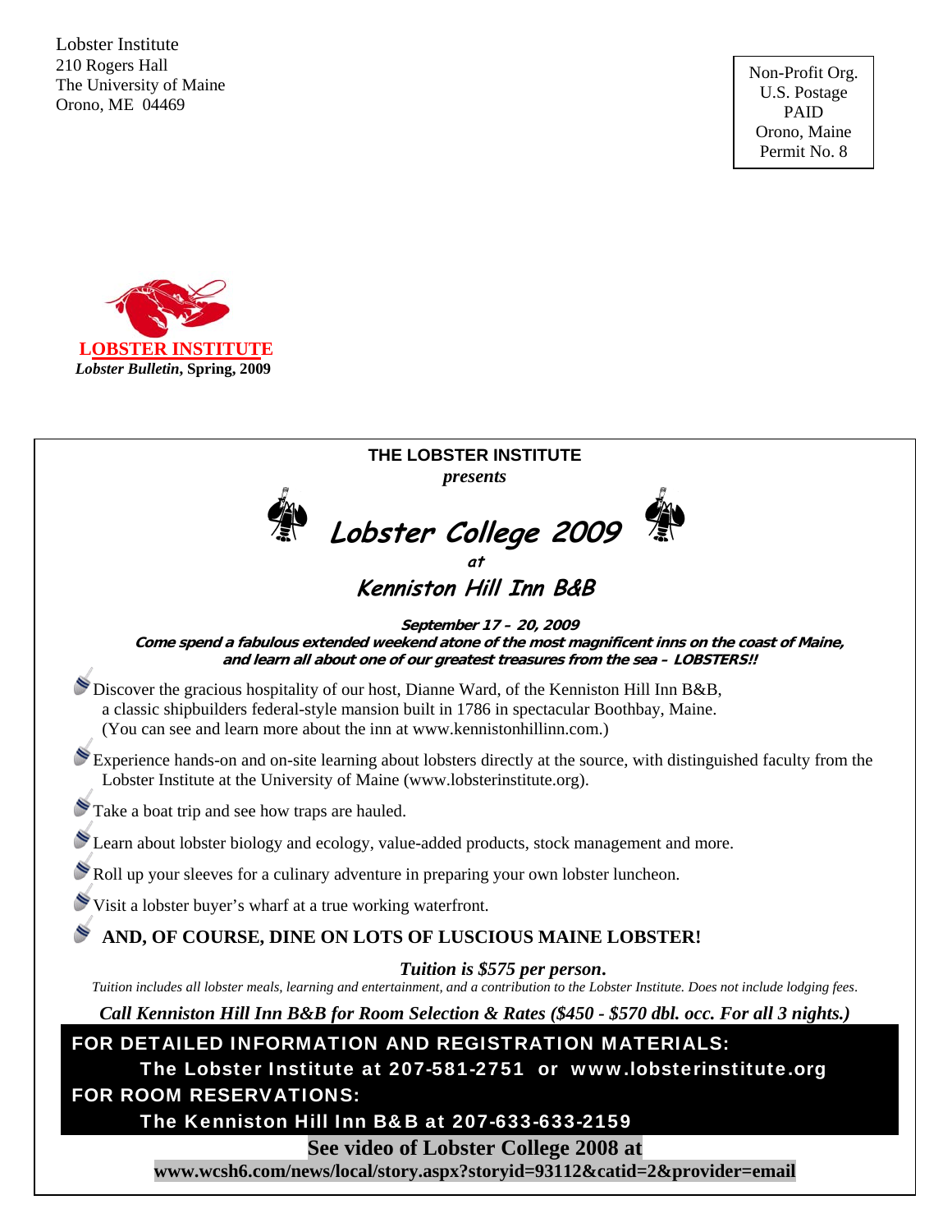Lobster Institute
210 Rogers Hall
The University of Maine
Orono, ME 04469

Non-Profit Org.
U.S. Postage
PAID
Orono, Maine
Permit No. 8

**LOBSTER INSTITUTE**
***Lobster Bulletin*, Spring, 2009**

**THE LOBSTER INSTITUTE**

***presents***

# Lobster College 2009

at

## Kenniston Hill Inn B&B

**September 17 – 20, 2009**

**Come spend a fabulous extended weekend atone of the most magnificent inns on the coast of Maine, and learn all about one of our greatest treasures from the sea – LOBSTERS!!**

- Discover the gracious hospitality of our host, Dianne Ward, of the Kenniston Hill Inn B&B, a classic shipbuilders federal-style mansion built in 1786 in spectacular Boothbay, Maine. (You can see and learn more about the inn at www.kennistonhillinn.com.)
- Experience hands-on and on-site learning about lobsters directly at the source, with distinguished faculty from the Lobster Institute at the University of Maine (www.lobsterinstitute.org).
- Take a boat trip and see how traps are hauled.
- Learn about lobster biology and ecology, value-added products, stock management and more.
- Roll up your sleeves for a culinary adventure in preparing your own lobster luncheon.
- Visit a lobster buyer's wharf at a true working waterfront.
- **AND, OF COURSE, DINE ON LOTS OF LUSCIOUS MAINE LOBSTER!**

***Tuition is $575 per person.***

*Tuition includes all lobster meals, learning and entertainment, and a contribution to the Lobster Institute. Does not include lodging fees.*

***Call Kenniston Hill Inn B&B for Room Selection & Rates ($450 - $570 dbl. occ. For all 3 nights.)***

**FOR DETAILED INFORMATION AND REGISTRATION MATERIALS:**

**The Lobster Institute at 207-581-2751 or www.lobsterinstitute.org**

**FOR ROOM RESERVATIONS:**

**The Kenniston Hill Inn B&B at 207-633-633-2159**

**See video of Lobster College 2008 at**

**www.wcsh6.com/news/local/story.aspx?storyid=93112&catid=2&provider=email**